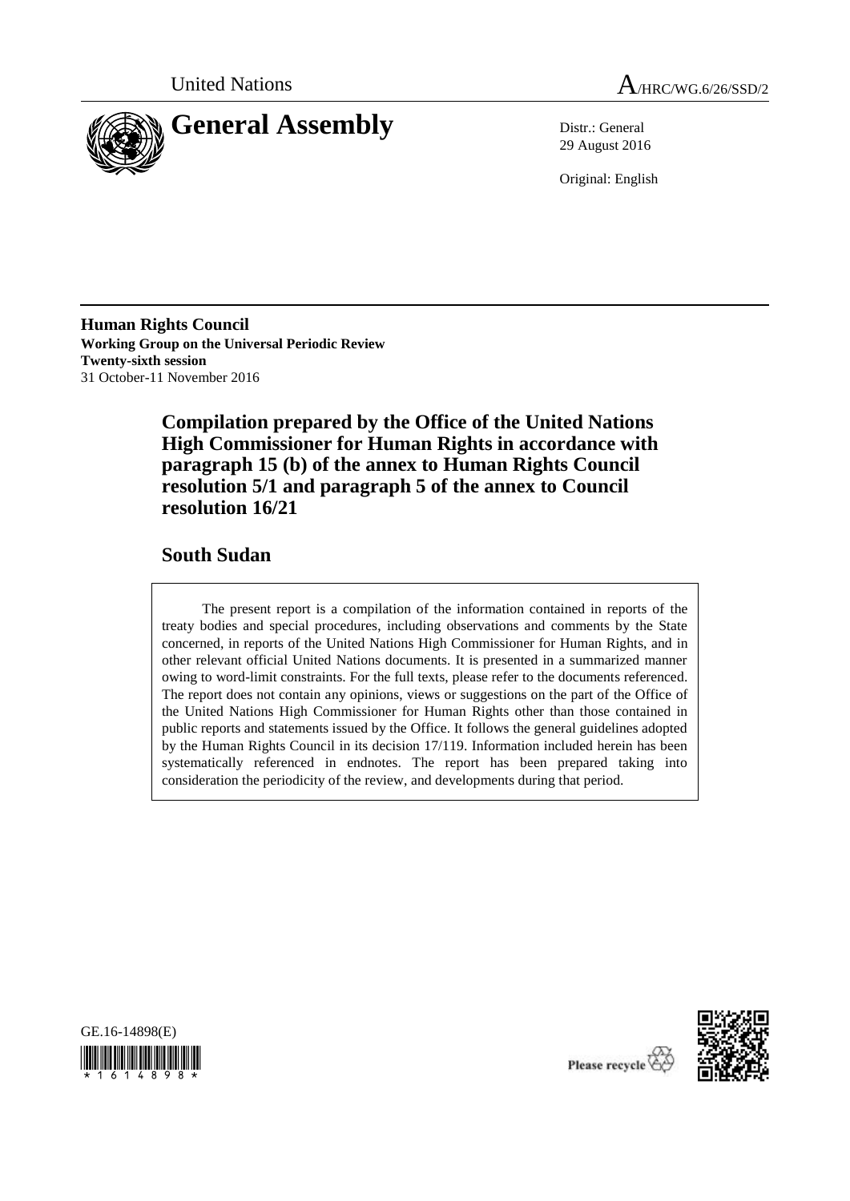United Nations

A/HRC/WG.6/26/SSD/2

# General Assembly

Distr.: General
29 August 2016

Original: English

**Human Rights Council**
**Working Group on the Universal Periodic Review**
**Twenty-sixth session**
31 October-11 November 2016

## Compilation prepared by the Office of the United Nations High Commissioner for Human Rights in accordance with paragraph 15 (b) of the annex to Human Rights Council resolution 5/1 and paragraph 5 of the annex to Council resolution 16/21

## South Sudan

The present report is a compilation of the information contained in reports of the treaty bodies and special procedures, including observations and comments by the State concerned, in reports of the United Nations High Commissioner for Human Rights, and in other relevant official United Nations documents. It is presented in a summarized manner owing to word-limit constraints. For the full texts, please refer to the documents referenced. The report does not contain any opinions, views or suggestions on the part of the Office of the United Nations High Commissioner for Human Rights other than those contained in public reports and statements issued by the Office. It follows the general guidelines adopted by the Human Rights Council in its decision 17/119. Information included herein has been systematically referenced in endnotes. The report has been prepared taking into consideration the periodicity of the review, and developments during that period.

GE.16-14898(E)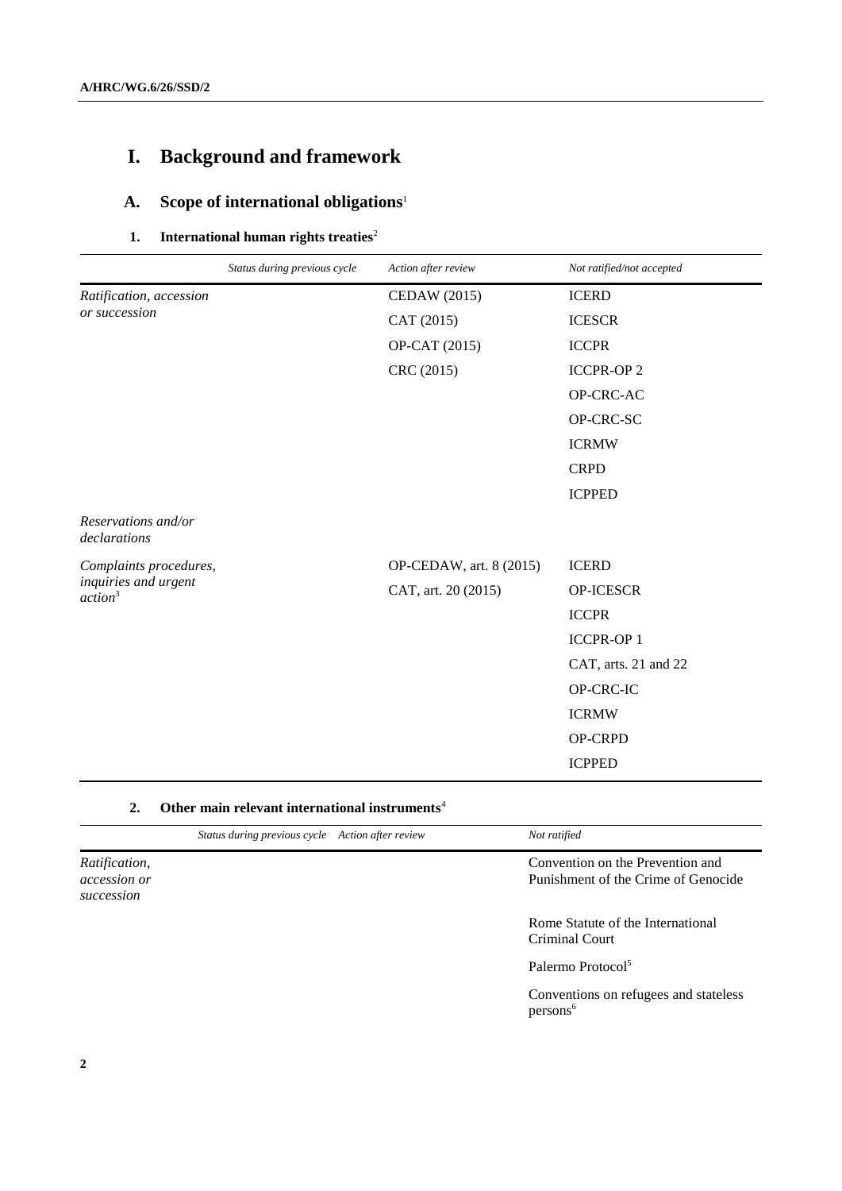# I. Background and framework

## A. Scope of international obligations[1]

### 1. International human rights treaties[2]

| | *Status during previous cycle* | *Action after review* | *Not ratified/not accepted* |
|---|---|---|---|
| *Ratification, accession or succession* | | CEDAW (2015) | ICERD |
| | | CAT (2015) | ICESCR |
| | | OP-CAT (2015) | ICCPR |
| | | CRC (2015) | ICCPR-OP 2 |
| | | | OP-CRC-AC |
| | | | OP-CRC-SC |
| | | | ICRMW |
| | | | CRPD |
| | | | ICPPED |
| *Reservations and/or declarations* | | | |
| *Complaints procedures, inquiries and urgent action*[3] | | OP-CEDAW, art. 8 (2015) | ICERD |
| | | CAT, art. 20 (2015) | OP-ICESCR |
| | | | ICCPR |
| | | | ICCPR-OP 1 |
| | | | CAT, arts. 21 and 22 |
| | | | OP-CRC-IC |
| | | | ICRMW |
| | | | OP-CRPD |
| | | | ICPPED |

### 2. Other main relevant international instruments[4]

| | *Status during previous cycle* | *Action after review* | *Not ratified* |
|---|---|---|---|
| *Ratification, accession or succession* | | | Convention on the Prevention and Punishment of the Crime of Genocide |
| | | | Rome Statute of the International Criminal Court |
| | | | Palermo Protocol[5] |
| | | | Conventions on refugees and stateless persons[6] |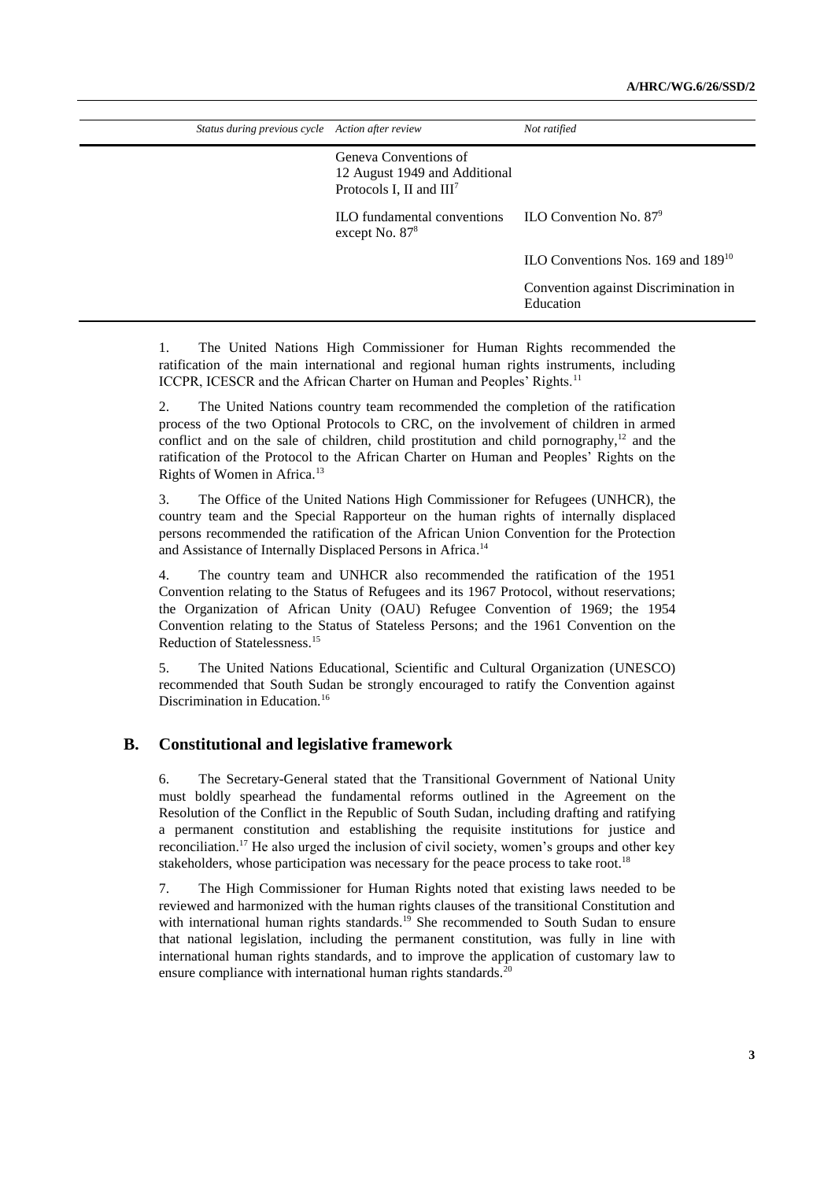| Status during previous cycle | Action after review | Not ratified |
|---|---|---|
| | Geneva Conventions of 12 August 1949 and Additional Protocols I, II and III[7] | |
| | ILO fundamental conventions except No. 87[8] | ILO Convention No. 87[9] |
| | | ILO Conventions Nos. 169 and 189[10] |
| | | Convention against Discrimination in Education |

1. The United Nations High Commissioner for Human Rights recommended the ratification of the main international and regional human rights instruments, including ICCPR, ICESCR and the African Charter on Human and Peoples' Rights.[11]

2. The United Nations country team recommended the completion of the ratification process of the two Optional Protocols to CRC, on the involvement of children in armed conflict and on the sale of children, child prostitution and child pornography,[12] and the ratification of the Protocol to the African Charter on Human and Peoples' Rights on the Rights of Women in Africa.[13]

3. The Office of the United Nations High Commissioner for Refugees (UNHCR), the country team and the Special Rapporteur on the human rights of internally displaced persons recommended the ratification of the African Union Convention for the Protection and Assistance of Internally Displaced Persons in Africa.[14]

4. The country team and UNHCR also recommended the ratification of the 1951 Convention relating to the Status of Refugees and its 1967 Protocol, without reservations; the Organization of African Unity (OAU) Refugee Convention of 1969; the 1954 Convention relating to the Status of Stateless Persons; and the 1961 Convention on the Reduction of Statelessness.[15]

5. The United Nations Educational, Scientific and Cultural Organization (UNESCO) recommended that South Sudan be strongly encouraged to ratify the Convention against Discrimination in Education.[16]

## B. Constitutional and legislative framework

6. The Secretary-General stated that the Transitional Government of National Unity must boldly spearhead the fundamental reforms outlined in the Agreement on the Resolution of the Conflict in the Republic of South Sudan, including drafting and ratifying a permanent constitution and establishing the requisite institutions for justice and reconciliation.[17] He also urged the inclusion of civil society, women's groups and other key stakeholders, whose participation was necessary for the peace process to take root.[18]

7. The High Commissioner for Human Rights noted that existing laws needed to be reviewed and harmonized with the human rights clauses of the transitional Constitution and with international human rights standards.[19] She recommended to South Sudan to ensure that national legislation, including the permanent constitution, was fully in line with international human rights standards, and to improve the application of customary law to ensure compliance with international human rights standards.[20]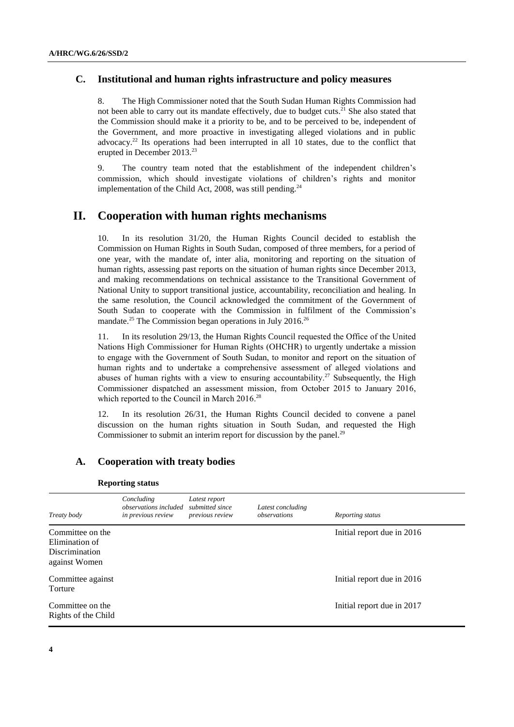## C. Institutional and human rights infrastructure and policy measures

8. The High Commissioner noted that the South Sudan Human Rights Commission had not been able to carry out its mandate effectively, due to budget cuts.[21] She also stated that the Commission should make it a priority to be, and to be perceived to be, independent of the Government, and more proactive in investigating alleged violations and in public advocacy.[22] Its operations had been interrupted in all 10 states, due to the conflict that erupted in December 2013.[23]

9. The country team noted that the establishment of the independent children's commission, which should investigate violations of children's rights and monitor implementation of the Child Act, 2008, was still pending.[24]

# II. Cooperation with human rights mechanisms

10. In its resolution 31/20, the Human Rights Council decided to establish the Commission on Human Rights in South Sudan, composed of three members, for a period of one year, with the mandate of, inter alia, monitoring and reporting on the situation of human rights, assessing past reports on the situation of human rights since December 2013, and making recommendations on technical assistance to the Transitional Government of National Unity to support transitional justice, accountability, reconciliation and healing. In the same resolution, the Council acknowledged the commitment of the Government of South Sudan to cooperate with the Commission in fulfilment of the Commission's mandate.[25] The Commission began operations in July 2016.[26]

11. In its resolution 29/13, the Human Rights Council requested the Office of the United Nations High Commissioner for Human Rights (OHCHR) to urgently undertake a mission to engage with the Government of South Sudan, to monitor and report on the situation of human rights and to undertake a comprehensive assessment of alleged violations and abuses of human rights with a view to ensuring accountability.[27] Subsequently, the High Commissioner dispatched an assessment mission, from October 2015 to January 2016, which reported to the Council in March 2016.[28]

12. In its resolution 26/31, the Human Rights Council decided to convene a panel discussion on the human rights situation in South Sudan, and requested the High Commissioner to submit an interim report for discussion by the panel.[29]

## A. Cooperation with treaty bodies

**Reporting status**

| *Treaty body* | *Concluding observations included in previous review* | *Latest report submitted since previous review* | *Latest concluding observations* | *Reporting status* |
|---|---|---|---|---|
| Committee on the Elimination of Discrimination against Women | | | | Initial report due in 2016 |
| Committee against Torture | | | | Initial report due in 2016 |
| Committee on the Rights of the Child | | | | Initial report due in 2017 |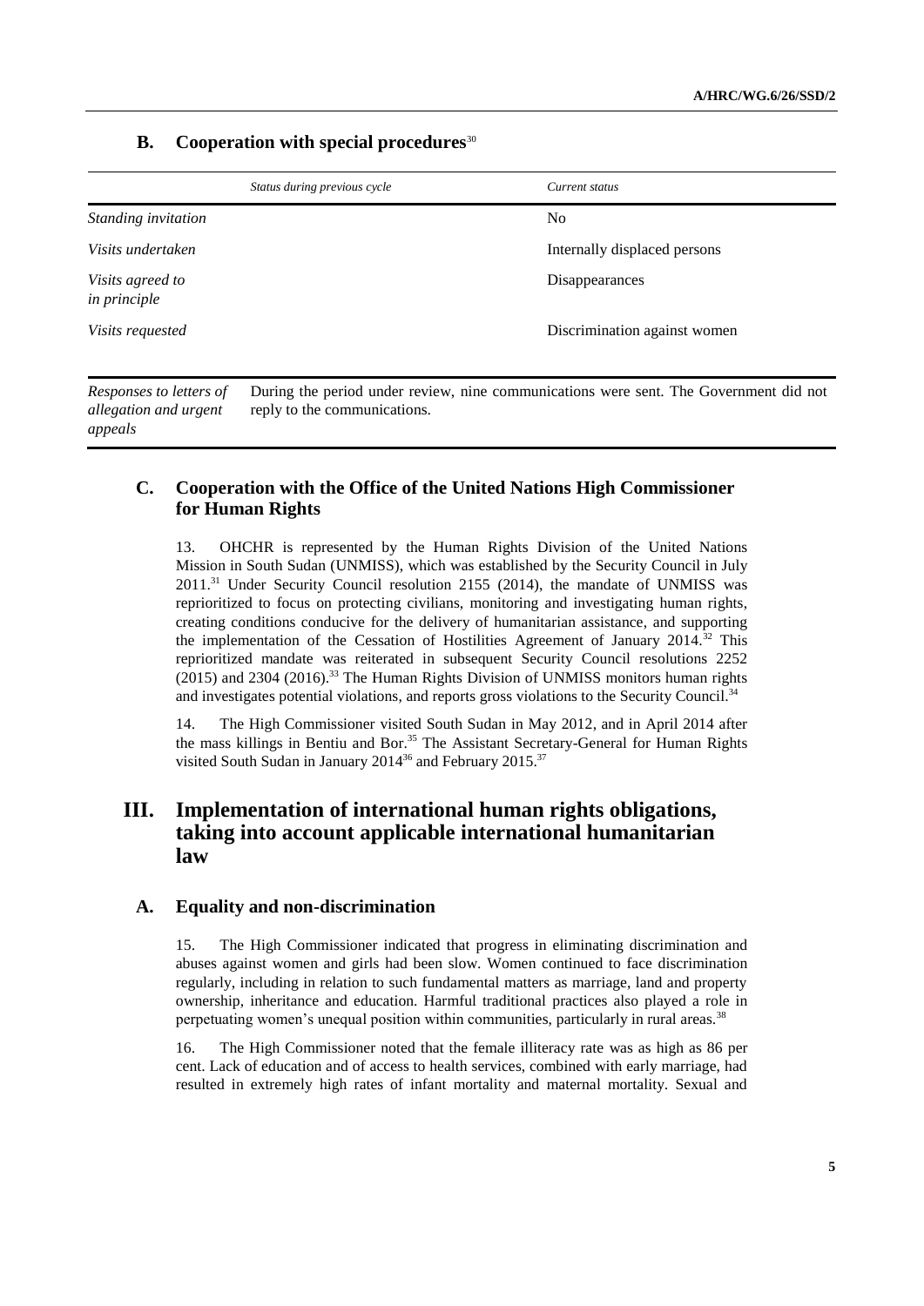## B. Cooperation with special procedures[30]

| | *Status during previous cycle* | *Current status* |
|---|---|---|
| *Standing invitation* | | No |
| *Visits undertaken* | | Internally displaced persons |
| *Visits agreed to in principle* | | Disappearances |
| *Visits requested* | | Discrimination against women |
| *Responses to letters of allegation and urgent appeals* | During the period under review, nine communications were sent. The Government did not reply to the communications. | |

## C. Cooperation with the Office of the United Nations High Commissioner for Human Rights

13. OHCHR is represented by the Human Rights Division of the United Nations Mission in South Sudan (UNMISS), which was established by the Security Council in July 2011.[31] Under Security Council resolution 2155 (2014), the mandate of UNMISS was reprioritized to focus on protecting civilians, monitoring and investigating human rights, creating conditions conducive for the delivery of humanitarian assistance, and supporting the implementation of the Cessation of Hostilities Agreement of January 2014.[32] This reprioritized mandate was reiterated in subsequent Security Council resolutions 2252 (2015) and 2304 (2016).[33] The Human Rights Division of UNMISS monitors human rights and investigates potential violations, and reports gross violations to the Security Council.[34]

14. The High Commissioner visited South Sudan in May 2012, and in April 2014 after the mass killings in Bentiu and Bor.[35] The Assistant Secretary-General for Human Rights visited South Sudan in January 2014[36] and February 2015.[37]

# III. Implementation of international human rights obligations, taking into account applicable international humanitarian law

## A. Equality and non-discrimination

15. The High Commissioner indicated that progress in eliminating discrimination and abuses against women and girls had been slow. Women continued to face discrimination regularly, including in relation to such fundamental matters as marriage, land and property ownership, inheritance and education. Harmful traditional practices also played a role in perpetuating women's unequal position within communities, particularly in rural areas.[38]

16. The High Commissioner noted that the female illiteracy rate was as high as 86 per cent. Lack of education and of access to health services, combined with early marriage, had resulted in extremely high rates of infant mortality and maternal mortality. Sexual and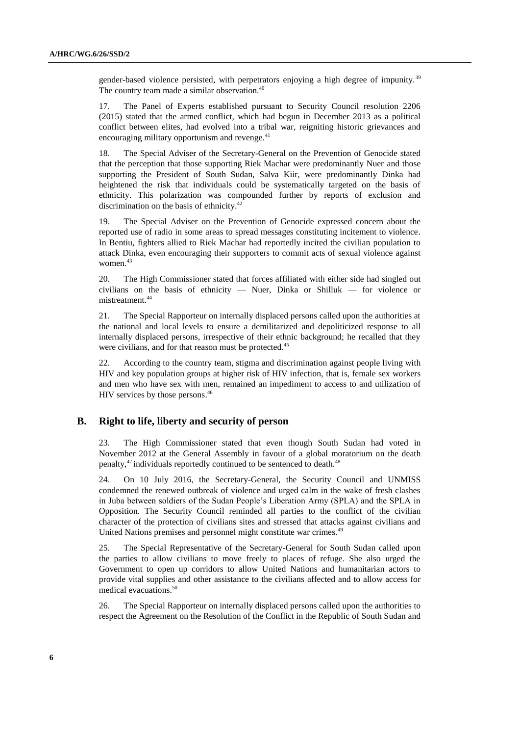gender-based violence persisted, with perpetrators enjoying a high degree of impunity.[39] The country team made a similar observation.[40]

17. The Panel of Experts established pursuant to Security Council resolution 2206 (2015) stated that the armed conflict, which had begun in December 2013 as a political conflict between elites, had evolved into a tribal war, reigniting historic grievances and encouraging military opportunism and revenge.[41]

18. The Special Adviser of the Secretary-General on the Prevention of Genocide stated that the perception that those supporting Riek Machar were predominantly Nuer and those supporting the President of South Sudan, Salva Kiir, were predominantly Dinka had heightened the risk that individuals could be systematically targeted on the basis of ethnicity. This polarization was compounded further by reports of exclusion and discrimination on the basis of ethnicity.[42]

19. The Special Adviser on the Prevention of Genocide expressed concern about the reported use of radio in some areas to spread messages constituting incitement to violence. In Bentiu, fighters allied to Riek Machar had reportedly incited the civilian population to attack Dinka, even encouraging their supporters to commit acts of sexual violence against women.[43]

20. The High Commissioner stated that forces affiliated with either side had singled out civilians on the basis of ethnicity — Nuer, Dinka or Shilluk — for violence or mistreatment.[44]

21. The Special Rapporteur on internally displaced persons called upon the authorities at the national and local levels to ensure a demilitarized and depoliticized response to all internally displaced persons, irrespective of their ethnic background; he recalled that they were civilians, and for that reason must be protected.[45]

22. According to the country team, stigma and discrimination against people living with HIV and key population groups at higher risk of HIV infection, that is, female sex workers and men who have sex with men, remained an impediment to access to and utilization of HIV services by those persons.[46]

## B. Right to life, liberty and security of person

23. The High Commissioner stated that even though South Sudan had voted in November 2012 at the General Assembly in favour of a global moratorium on the death penalty,[47] individuals reportedly continued to be sentenced to death.[48]

24. On 10 July 2016, the Secretary-General, the Security Council and UNMISS condemned the renewed outbreak of violence and urged calm in the wake of fresh clashes in Juba between soldiers of the Sudan People's Liberation Army (SPLA) and the SPLA in Opposition. The Security Council reminded all parties to the conflict of the civilian character of the protection of civilians sites and stressed that attacks against civilians and United Nations premises and personnel might constitute war crimes.[49]

25. The Special Representative of the Secretary-General for South Sudan called upon the parties to allow civilians to move freely to places of refuge. She also urged the Government to open up corridors to allow United Nations and humanitarian actors to provide vital supplies and other assistance to the civilians affected and to allow access for medical evacuations.[50]

26. The Special Rapporteur on internally displaced persons called upon the authorities to respect the Agreement on the Resolution of the Conflict in the Republic of South Sudan and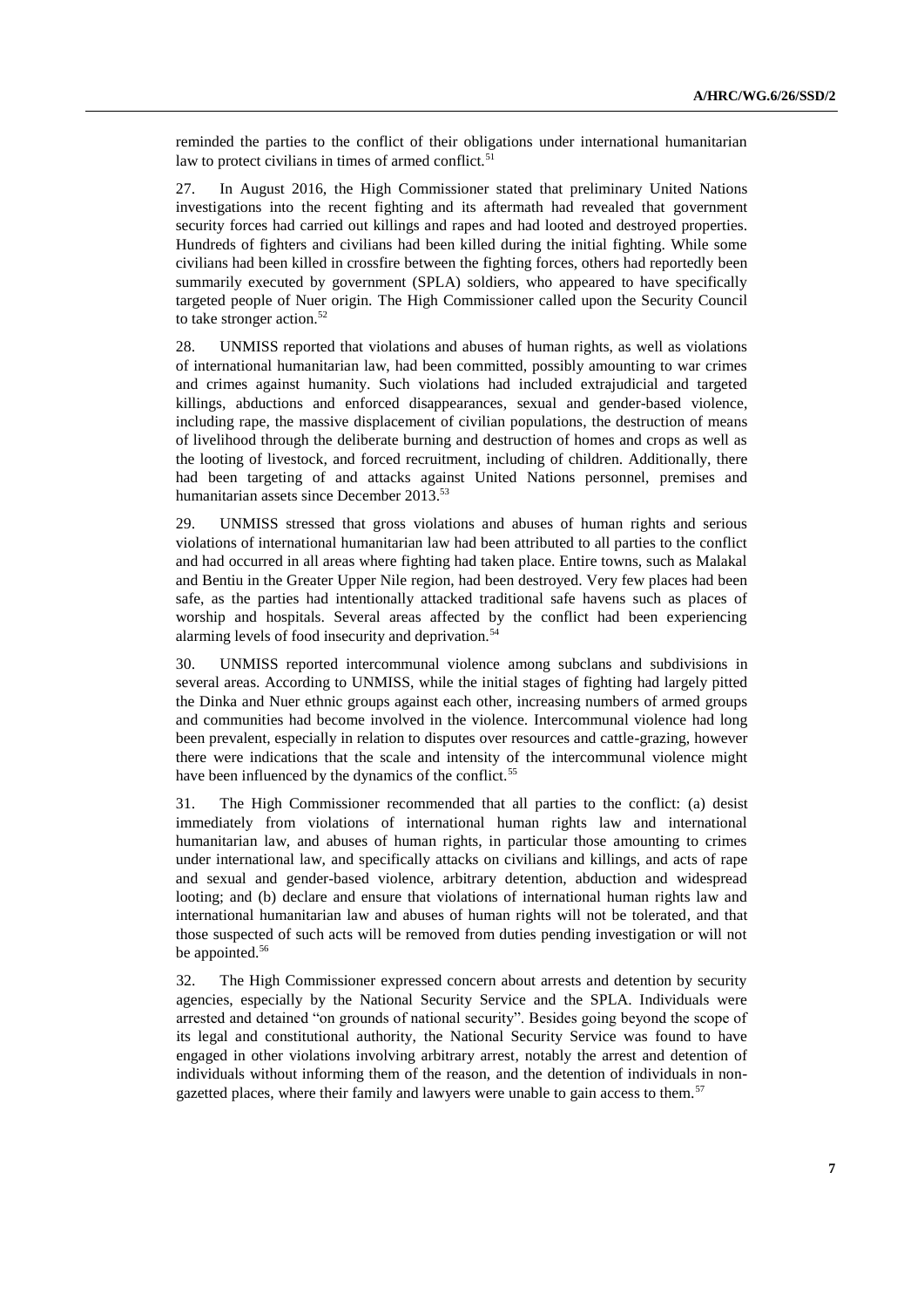reminded the parties to the conflict of their obligations under international humanitarian law to protect civilians in times of armed conflict.[51]

27. In August 2016, the High Commissioner stated that preliminary United Nations investigations into the recent fighting and its aftermath had revealed that government security forces had carried out killings and rapes and had looted and destroyed properties. Hundreds of fighters and civilians had been killed during the initial fighting. While some civilians had been killed in crossfire between the fighting forces, others had reportedly been summarily executed by government (SPLA) soldiers, who appeared to have specifically targeted people of Nuer origin. The High Commissioner called upon the Security Council to take stronger action.[52]

28. UNMISS reported that violations and abuses of human rights, as well as violations of international humanitarian law, had been committed, possibly amounting to war crimes and crimes against humanity. Such violations had included extrajudicial and targeted killings, abductions and enforced disappearances, sexual and gender-based violence, including rape, the massive displacement of civilian populations, the destruction of means of livelihood through the deliberate burning and destruction of homes and crops as well as the looting of livestock, and forced recruitment, including of children. Additionally, there had been targeting of and attacks against United Nations personnel, premises and humanitarian assets since December 2013.[53]

29. UNMISS stressed that gross violations and abuses of human rights and serious violations of international humanitarian law had been attributed to all parties to the conflict and had occurred in all areas where fighting had taken place. Entire towns, such as Malakal and Bentiu in the Greater Upper Nile region, had been destroyed. Very few places had been safe, as the parties had intentionally attacked traditional safe havens such as places of worship and hospitals. Several areas affected by the conflict had been experiencing alarming levels of food insecurity and deprivation.[54]

30. UNMISS reported intercommunal violence among subclans and subdivisions in several areas. According to UNMISS, while the initial stages of fighting had largely pitted the Dinka and Nuer ethnic groups against each other, increasing numbers of armed groups and communities had become involved in the violence. Intercommunal violence had long been prevalent, especially in relation to disputes over resources and cattle-grazing, however there were indications that the scale and intensity of the intercommunal violence might have been influenced by the dynamics of the conflict.[55]

31. The High Commissioner recommended that all parties to the conflict: (a) desist immediately from violations of international human rights law and international humanitarian law, and abuses of human rights, in particular those amounting to crimes under international law, and specifically attacks on civilians and killings, and acts of rape and sexual and gender-based violence, arbitrary detention, abduction and widespread looting; and (b) declare and ensure that violations of international human rights law and international humanitarian law and abuses of human rights will not be tolerated, and that those suspected of such acts will be removed from duties pending investigation or will not be appointed.[56]

32. The High Commissioner expressed concern about arrests and detention by security agencies, especially by the National Security Service and the SPLA. Individuals were arrested and detained "on grounds of national security". Besides going beyond the scope of its legal and constitutional authority, the National Security Service was found to have engaged in other violations involving arbitrary arrest, notably the arrest and detention of individuals without informing them of the reason, and the detention of individuals in non-gazetted places, where their family and lawyers were unable to gain access to them.[57]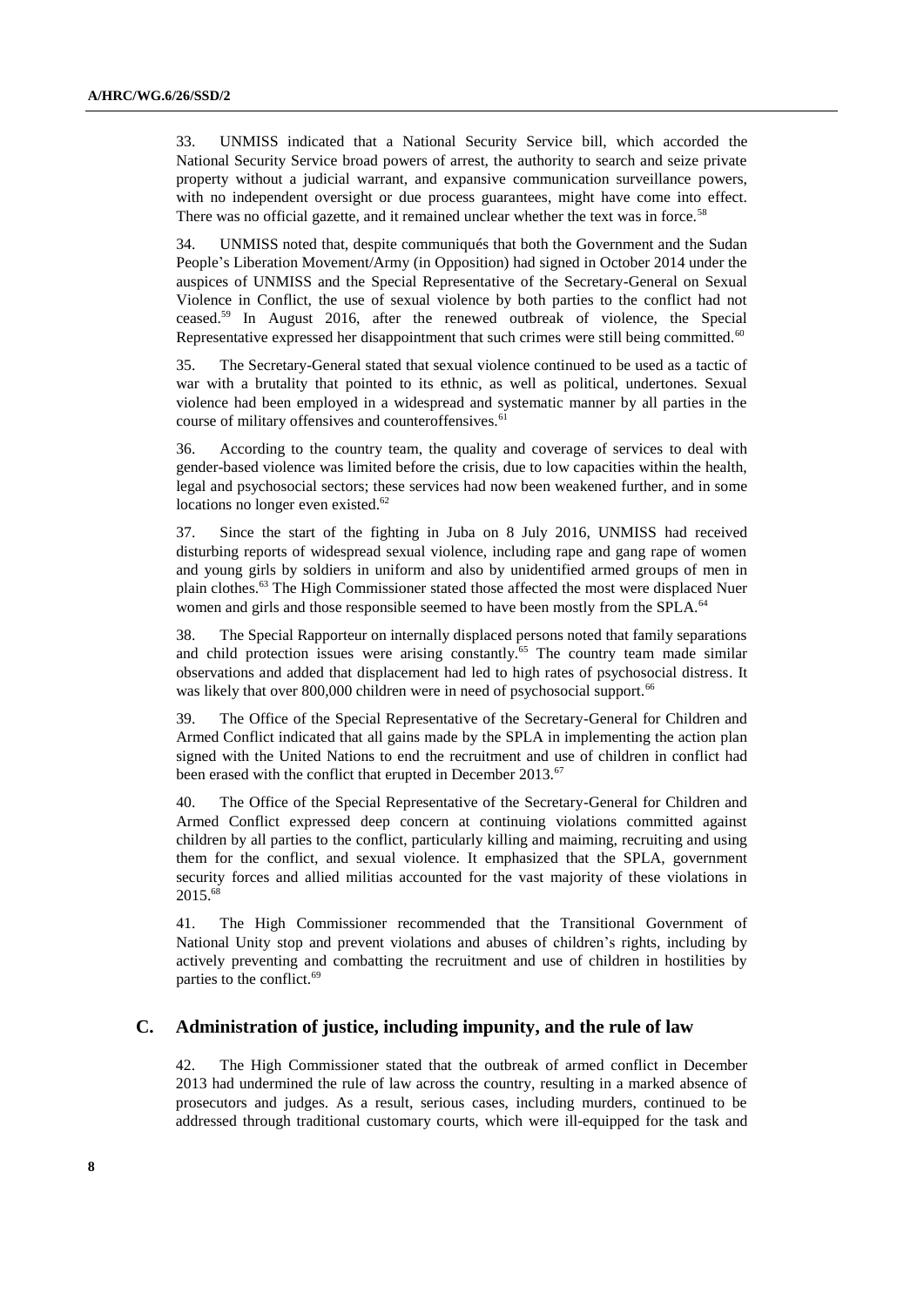33. UNMISS indicated that a National Security Service bill, which accorded the National Security Service broad powers of arrest, the authority to search and seize private property without a judicial warrant, and expansive communication surveillance powers, with no independent oversight or due process guarantees, might have come into effect. There was no official gazette, and it remained unclear whether the text was in force.[58]

34. UNMISS noted that, despite communiqués that both the Government and the Sudan People's Liberation Movement/Army (in Opposition) had signed in October 2014 under the auspices of UNMISS and the Special Representative of the Secretary-General on Sexual Violence in Conflict, the use of sexual violence by both parties to the conflict had not ceased.[59] In August 2016, after the renewed outbreak of violence, the Special Representative expressed her disappointment that such crimes were still being committed.[60]

35. The Secretary-General stated that sexual violence continued to be used as a tactic of war with a brutality that pointed to its ethnic, as well as political, undertones. Sexual violence had been employed in a widespread and systematic manner by all parties in the course of military offensives and counteroffensives.[61]

36. According to the country team, the quality and coverage of services to deal with gender-based violence was limited before the crisis, due to low capacities within the health, legal and psychosocial sectors; these services had now been weakened further, and in some locations no longer even existed.[62]

37. Since the start of the fighting in Juba on 8 July 2016, UNMISS had received disturbing reports of widespread sexual violence, including rape and gang rape of women and young girls by soldiers in uniform and also by unidentified armed groups of men in plain clothes.[63] The High Commissioner stated those affected the most were displaced Nuer women and girls and those responsible seemed to have been mostly from the SPLA.[64]

38. The Special Rapporteur on internally displaced persons noted that family separations and child protection issues were arising constantly.[65] The country team made similar observations and added that displacement had led to high rates of psychosocial distress. It was likely that over 800,000 children were in need of psychosocial support.[66]

39. The Office of the Special Representative of the Secretary-General for Children and Armed Conflict indicated that all gains made by the SPLA in implementing the action plan signed with the United Nations to end the recruitment and use of children in conflict had been erased with the conflict that erupted in December 2013.[67]

40. The Office of the Special Representative of the Secretary-General for Children and Armed Conflict expressed deep concern at continuing violations committed against children by all parties to the conflict, particularly killing and maiming, recruiting and using them for the conflict, and sexual violence. It emphasized that the SPLA, government security forces and allied militias accounted for the vast majority of these violations in 2015.[68]

41. The High Commissioner recommended that the Transitional Government of National Unity stop and prevent violations and abuses of children's rights, including by actively preventing and combatting the recruitment and use of children in hostilities by parties to the conflict.[69]

## C. Administration of justice, including impunity, and the rule of law

42. The High Commissioner stated that the outbreak of armed conflict in December 2013 had undermined the rule of law across the country, resulting in a marked absence of prosecutors and judges. As a result, serious cases, including murders, continued to be addressed through traditional customary courts, which were ill-equipped for the task and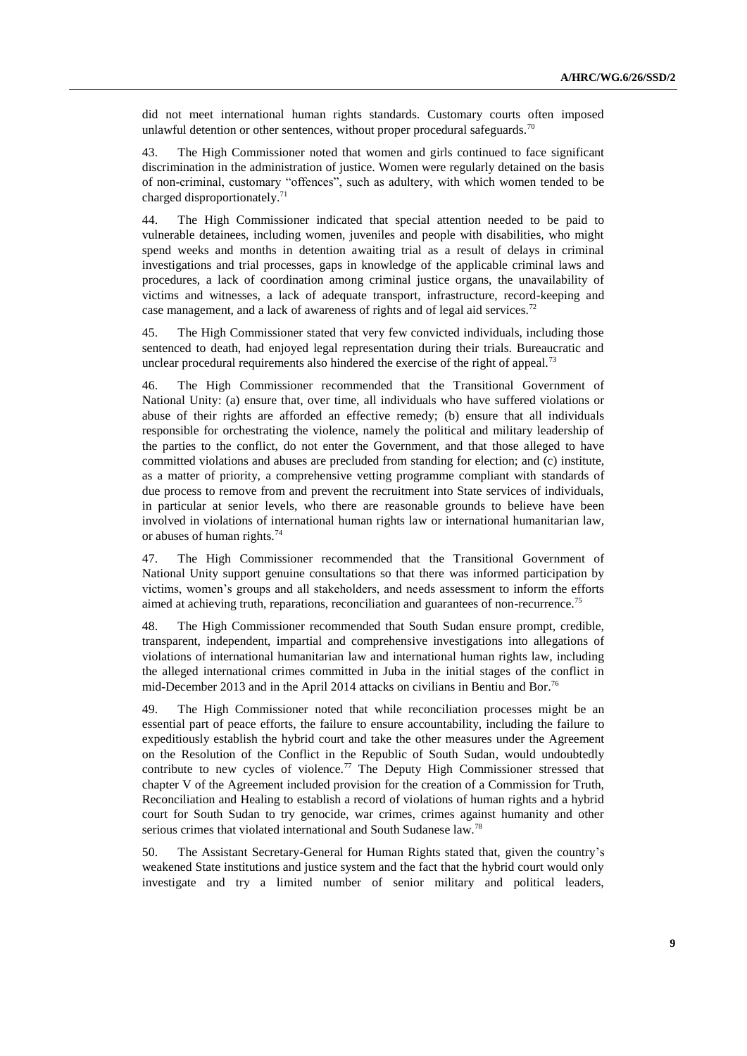did not meet international human rights standards. Customary courts often imposed unlawful detention or other sentences, without proper procedural safeguards.[70]

43. The High Commissioner noted that women and girls continued to face significant discrimination in the administration of justice. Women were regularly detained on the basis of non-criminal, customary "offences", such as adultery, with which women tended to be charged disproportionately.[71]

44. The High Commissioner indicated that special attention needed to be paid to vulnerable detainees, including women, juveniles and people with disabilities, who might spend weeks and months in detention awaiting trial as a result of delays in criminal investigations and trial processes, gaps in knowledge of the applicable criminal laws and procedures, a lack of coordination among criminal justice organs, the unavailability of victims and witnesses, a lack of adequate transport, infrastructure, record-keeping and case management, and a lack of awareness of rights and of legal aid services.[72]

45. The High Commissioner stated that very few convicted individuals, including those sentenced to death, had enjoyed legal representation during their trials. Bureaucratic and unclear procedural requirements also hindered the exercise of the right of appeal.[73]

46. The High Commissioner recommended that the Transitional Government of National Unity: (a) ensure that, over time, all individuals who have suffered violations or abuse of their rights are afforded an effective remedy; (b) ensure that all individuals responsible for orchestrating the violence, namely the political and military leadership of the parties to the conflict, do not enter the Government, and that those alleged to have committed violations and abuses are precluded from standing for election; and (c) institute, as a matter of priority, a comprehensive vetting programme compliant with standards of due process to remove from and prevent the recruitment into State services of individuals, in particular at senior levels, who there are reasonable grounds to believe have been involved in violations of international human rights law or international humanitarian law, or abuses of human rights.[74]

47. The High Commissioner recommended that the Transitional Government of National Unity support genuine consultations so that there was informed participation by victims, women's groups and all stakeholders, and needs assessment to inform the efforts aimed at achieving truth, reparations, reconciliation and guarantees of non-recurrence.[75]

48. The High Commissioner recommended that South Sudan ensure prompt, credible, transparent, independent, impartial and comprehensive investigations into allegations of violations of international humanitarian law and international human rights law, including the alleged international crimes committed in Juba in the initial stages of the conflict in mid-December 2013 and in the April 2014 attacks on civilians in Bentiu and Bor.[76]

49. The High Commissioner noted that while reconciliation processes might be an essential part of peace efforts, the failure to ensure accountability, including the failure to expeditiously establish the hybrid court and take the other measures under the Agreement on the Resolution of the Conflict in the Republic of South Sudan, would undoubtedly contribute to new cycles of violence.[77] The Deputy High Commissioner stressed that chapter V of the Agreement included provision for the creation of a Commission for Truth, Reconciliation and Healing to establish a record of violations of human rights and a hybrid court for South Sudan to try genocide, war crimes, crimes against humanity and other serious crimes that violated international and South Sudanese law.[78]

50. The Assistant Secretary-General for Human Rights stated that, given the country's weakened State institutions and justice system and the fact that the hybrid court would only investigate and try a limited number of senior military and political leaders,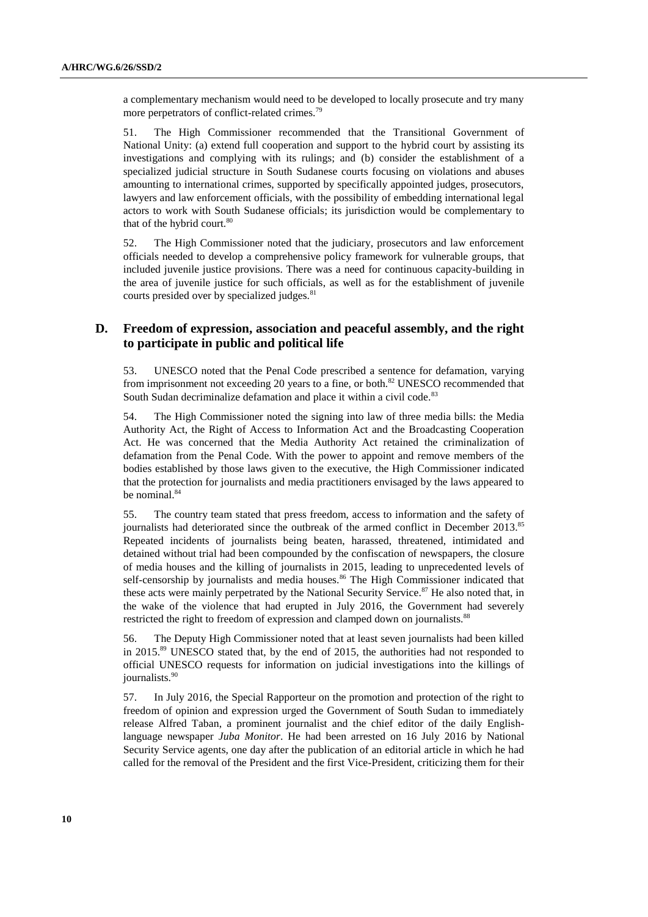a complementary mechanism would need to be developed to locally prosecute and try many more perpetrators of conflict-related crimes.[79]

51. The High Commissioner recommended that the Transitional Government of National Unity: (a) extend full cooperation and support to the hybrid court by assisting its investigations and complying with its rulings; and (b) consider the establishment of a specialized judicial structure in South Sudanese courts focusing on violations and abuses amounting to international crimes, supported by specifically appointed judges, prosecutors, lawyers and law enforcement officials, with the possibility of embedding international legal actors to work with South Sudanese officials; its jurisdiction would be complementary to that of the hybrid court.[80]

52. The High Commissioner noted that the judiciary, prosecutors and law enforcement officials needed to develop a comprehensive policy framework for vulnerable groups, that included juvenile justice provisions. There was a need for continuous capacity-building in the area of juvenile justice for such officials, as well as for the establishment of juvenile courts presided over by specialized judges.[81]

## D. Freedom of expression, association and peaceful assembly, and the right to participate in public and political life

53. UNESCO noted that the Penal Code prescribed a sentence for defamation, varying from imprisonment not exceeding 20 years to a fine, or both.[82] UNESCO recommended that South Sudan decriminalize defamation and place it within a civil code.[83]

54. The High Commissioner noted the signing into law of three media bills: the Media Authority Act, the Right of Access to Information Act and the Broadcasting Cooperation Act. He was concerned that the Media Authority Act retained the criminalization of defamation from the Penal Code. With the power to appoint and remove members of the bodies established by those laws given to the executive, the High Commissioner indicated that the protection for journalists and media practitioners envisaged by the laws appeared to be nominal.[84]

55. The country team stated that press freedom, access to information and the safety of journalists had deteriorated since the outbreak of the armed conflict in December 2013.[85] Repeated incidents of journalists being beaten, harassed, threatened, intimidated and detained without trial had been compounded by the confiscation of newspapers, the closure of media houses and the killing of journalists in 2015, leading to unprecedented levels of self-censorship by journalists and media houses.[86] The High Commissioner indicated that these acts were mainly perpetrated by the National Security Service.[87] He also noted that, in the wake of the violence that had erupted in July 2016, the Government had severely restricted the right to freedom of expression and clamped down on journalists.[88]

56. The Deputy High Commissioner noted that at least seven journalists had been killed in 2015.[89] UNESCO stated that, by the end of 2015, the authorities had not responded to official UNESCO requests for information on judicial investigations into the killings of journalists.[90]

57. In July 2016, the Special Rapporteur on the promotion and protection of the right to freedom of opinion and expression urged the Government of South Sudan to immediately release Alfred Taban, a prominent journalist and the chief editor of the daily English-language newspaper *Juba Monitor*. He had been arrested on 16 July 2016 by National Security Service agents, one day after the publication of an editorial article in which he had called for the removal of the President and the first Vice-President, criticizing them for their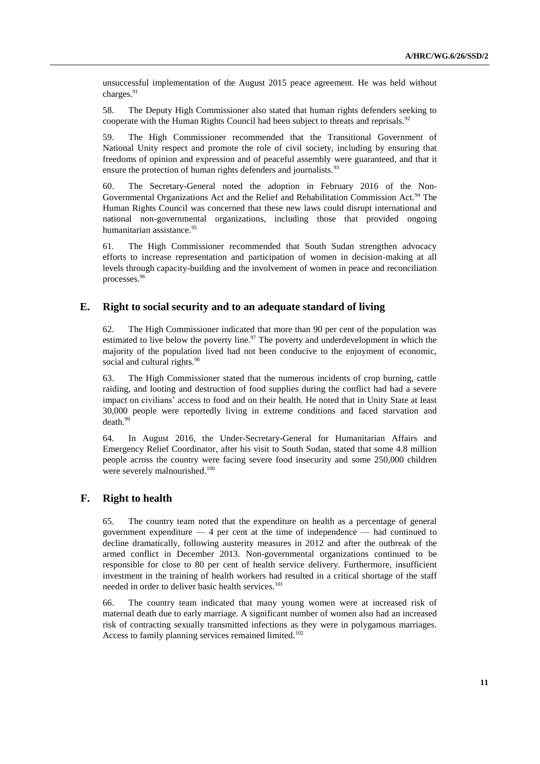unsuccessful implementation of the August 2015 peace agreement. He was held without charges.[91]

58. The Deputy High Commissioner also stated that human rights defenders seeking to cooperate with the Human Rights Council had been subject to threats and reprisals.[92]

59. The High Commissioner recommended that the Transitional Government of National Unity respect and promote the role of civil society, including by ensuring that freedoms of opinion and expression and of peaceful assembly were guaranteed, and that it ensure the protection of human rights defenders and journalists.[93]

60. The Secretary-General noted the adoption in February 2016 of the Non-Governmental Organizations Act and the Relief and Rehabilitation Commission Act.[94] The Human Rights Council was concerned that these new laws could disrupt international and national non-governmental organizations, including those that provided ongoing humanitarian assistance.[95]

61. The High Commissioner recommended that South Sudan strengthen advocacy efforts to increase representation and participation of women in decision-making at all levels through capacity-building and the involvement of women in peace and reconciliation processes.[96]

## E. Right to social security and to an adequate standard of living

62. The High Commissioner indicated that more than 90 per cent of the population was estimated to live below the poverty line.[97] The poverty and underdevelopment in which the majority of the population lived had not been conducive to the enjoyment of economic, social and cultural rights.[98]

63. The High Commissioner stated that the numerous incidents of crop burning, cattle raiding, and looting and destruction of food supplies during the conflict had had a severe impact on civilians' access to food and on their health. He noted that in Unity State at least 30,000 people were reportedly living in extreme conditions and faced starvation and death.[99]

64. In August 2016, the Under-Secretary-General for Humanitarian Affairs and Emergency Relief Coordinator, after his visit to South Sudan, stated that some 4.8 million people across the country were facing severe food insecurity and some 250,000 children were severely malnourished.[100]

## F. Right to health

65. The country team noted that the expenditure on health as a percentage of general government expenditure — 4 per cent at the time of independence — had continued to decline dramatically, following austerity measures in 2012 and after the outbreak of the armed conflict in December 2013. Non-governmental organizations continued to be responsible for close to 80 per cent of health service delivery. Furthermore, insufficient investment in the training of health workers had resulted in a critical shortage of the staff needed in order to deliver basic health services.[101]

66. The country team indicated that many young women were at increased risk of maternal death due to early marriage. A significant number of women also had an increased risk of contracting sexually transmitted infections as they were in polygamous marriages. Access to family planning services remained limited.[102]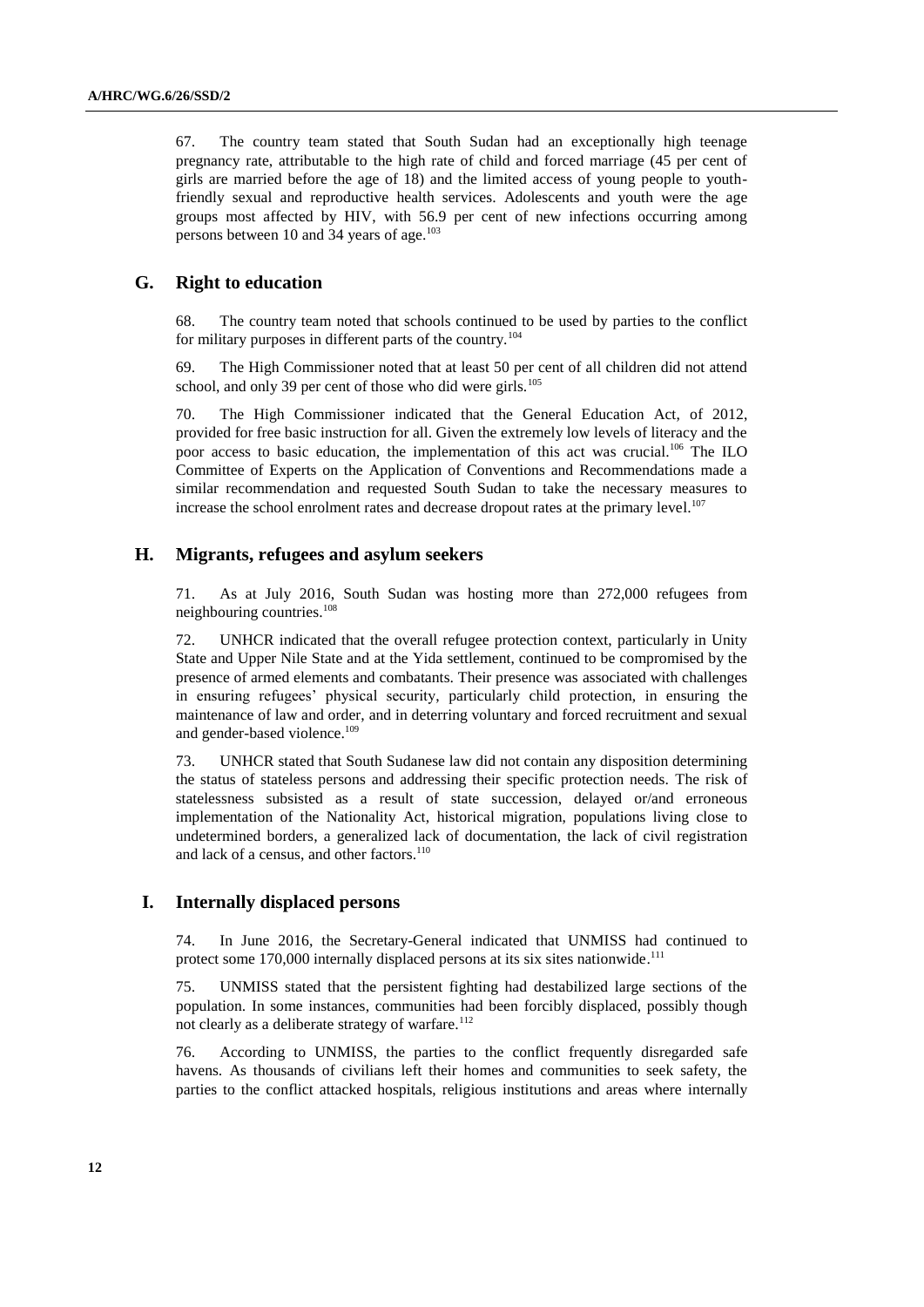67. The country team stated that South Sudan had an exceptionally high teenage pregnancy rate, attributable to the high rate of child and forced marriage (45 per cent of girls are married before the age of 18) and the limited access of young people to youth-friendly sexual and reproductive health services. Adolescents and youth were the age groups most affected by HIV, with 56.9 per cent of new infections occurring among persons between 10 and 34 years of age.[103]

## G. Right to education

68. The country team noted that schools continued to be used by parties to the conflict for military purposes in different parts of the country.[104]

69. The High Commissioner noted that at least 50 per cent of all children did not attend school, and only 39 per cent of those who did were girls.[105]

70. The High Commissioner indicated that the General Education Act, of 2012, provided for free basic instruction for all. Given the extremely low levels of literacy and the poor access to basic education, the implementation of this act was crucial.[106] The ILO Committee of Experts on the Application of Conventions and Recommendations made a similar recommendation and requested South Sudan to take the necessary measures to increase the school enrolment rates and decrease dropout rates at the primary level.[107]

## H. Migrants, refugees and asylum seekers

71. As at July 2016, South Sudan was hosting more than 272,000 refugees from neighbouring countries.[108]

72. UNHCR indicated that the overall refugee protection context, particularly in Unity State and Upper Nile State and at the Yida settlement, continued to be compromised by the presence of armed elements and combatants. Their presence was associated with challenges in ensuring refugees' physical security, particularly child protection, in ensuring the maintenance of law and order, and in deterring voluntary and forced recruitment and sexual and gender-based violence.[109]

73. UNHCR stated that South Sudanese law did not contain any disposition determining the status of stateless persons and addressing their specific protection needs. The risk of statelessness subsisted as a result of state succession, delayed or/and erroneous implementation of the Nationality Act, historical migration, populations living close to undetermined borders, a generalized lack of documentation, the lack of civil registration and lack of a census, and other factors.[110]

## I. Internally displaced persons

74. In June 2016, the Secretary-General indicated that UNMISS had continued to protect some 170,000 internally displaced persons at its six sites nationwide.[111]

75. UNMISS stated that the persistent fighting had destabilized large sections of the population. In some instances, communities had been forcibly displaced, possibly though not clearly as a deliberate strategy of warfare.[112]

76. According to UNMISS, the parties to the conflict frequently disregarded safe havens. As thousands of civilians left their homes and communities to seek safety, the parties to the conflict attacked hospitals, religious institutions and areas where internally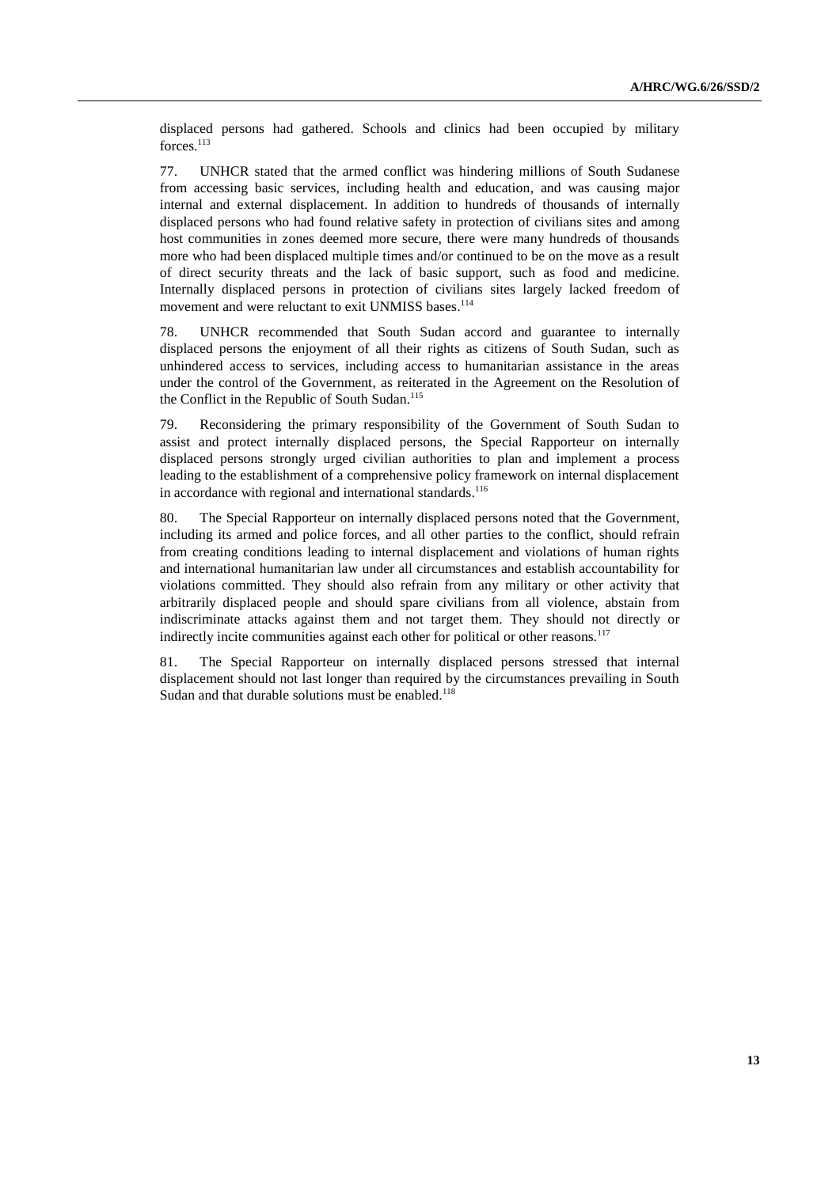displaced persons had gathered. Schools and clinics had been occupied by military forces.[113]

77. UNHCR stated that the armed conflict was hindering millions of South Sudanese from accessing basic services, including health and education, and was causing major internal and external displacement. In addition to hundreds of thousands of internally displaced persons who had found relative safety in protection of civilians sites and among host communities in zones deemed more secure, there were many hundreds of thousands more who had been displaced multiple times and/or continued to be on the move as a result of direct security threats and the lack of basic support, such as food and medicine. Internally displaced persons in protection of civilians sites largely lacked freedom of movement and were reluctant to exit UNMISS bases.[114]

78. UNHCR recommended that South Sudan accord and guarantee to internally displaced persons the enjoyment of all their rights as citizens of South Sudan, such as unhindered access to services, including access to humanitarian assistance in the areas under the control of the Government, as reiterated in the Agreement on the Resolution of the Conflict in the Republic of South Sudan.[115]

79. Reconsidering the primary responsibility of the Government of South Sudan to assist and protect internally displaced persons, the Special Rapporteur on internally displaced persons strongly urged civilian authorities to plan and implement a process leading to the establishment of a comprehensive policy framework on internal displacement in accordance with regional and international standards.[116]

80. The Special Rapporteur on internally displaced persons noted that the Government, including its armed and police forces, and all other parties to the conflict, should refrain from creating conditions leading to internal displacement and violations of human rights and international humanitarian law under all circumstances and establish accountability for violations committed. They should also refrain from any military or other activity that arbitrarily displaced people and should spare civilians from all violence, abstain from indiscriminate attacks against them and not target them. They should not directly or indirectly incite communities against each other for political or other reasons.[117]

81. The Special Rapporteur on internally displaced persons stressed that internal displacement should not last longer than required by the circumstances prevailing in South Sudan and that durable solutions must be enabled.[118]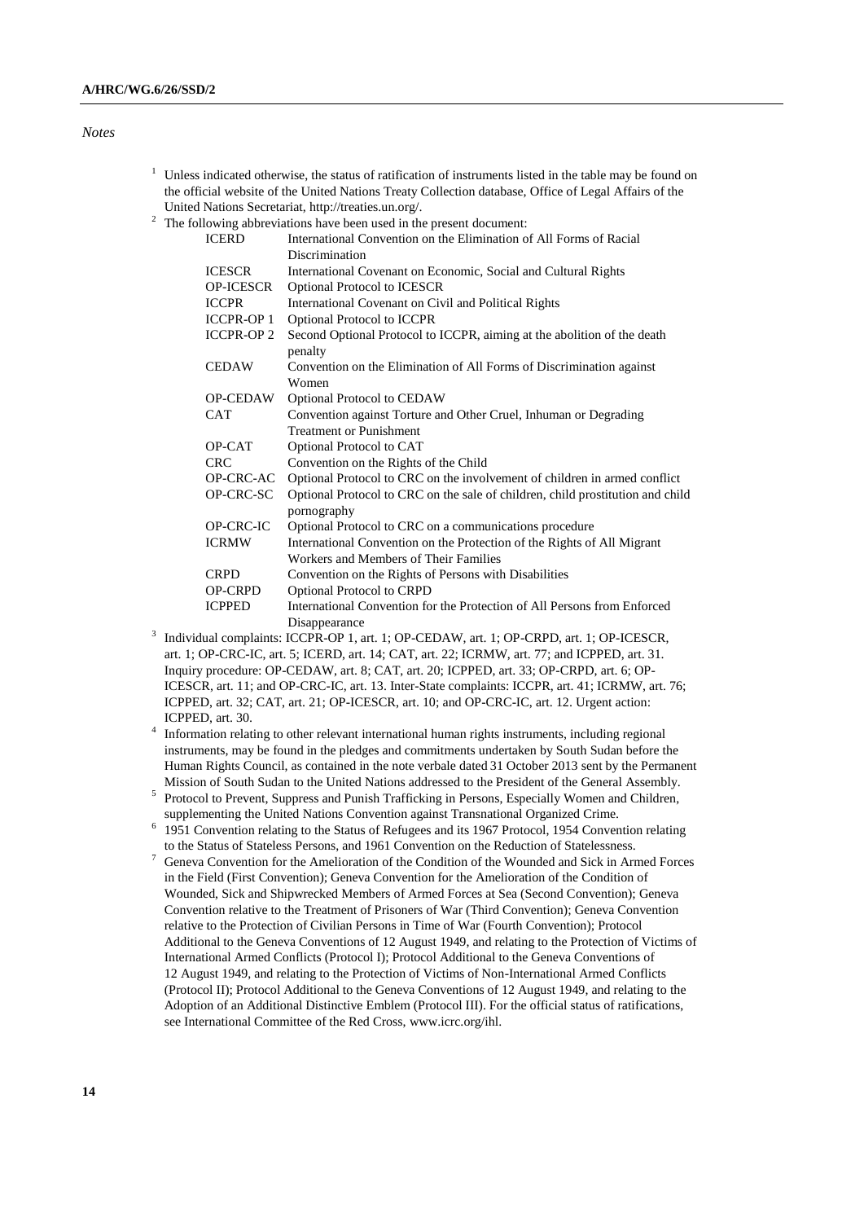*Notes*

[1] Unless indicated otherwise, the status of ratification of instruments listed in the table may be found on the official website of the United Nations Treaty Collection database, Office of Legal Affairs of the United Nations Secretariat, http://treaties.un.org/.

[2] The following abbreviations have been used in the present document:

| | |
|---|---|
| ICERD | International Convention on the Elimination of All Forms of Racial Discrimination |
| ICESCR | International Covenant on Economic, Social and Cultural Rights |
| OP-ICESCR | Optional Protocol to ICESCR |
| ICCPR | International Covenant on Civil and Political Rights |
| ICCPR-OP 1 | Optional Protocol to ICCPR |
| ICCPR-OP 2 | Second Optional Protocol to ICCPR, aiming at the abolition of the death penalty |
| CEDAW | Convention on the Elimination of All Forms of Discrimination against Women |
| OP-CEDAW | Optional Protocol to CEDAW |
| CAT | Convention against Torture and Other Cruel, Inhuman or Degrading Treatment or Punishment |
| OP-CAT | Optional Protocol to CAT |
| CRC | Convention on the Rights of the Child |
| OP-CRC-AC | Optional Protocol to CRC on the involvement of children in armed conflict |
| OP-CRC-SC | Optional Protocol to CRC on the sale of children, child prostitution and child pornography |
| OP-CRC-IC | Optional Protocol to CRC on a communications procedure |
| ICRMW | International Convention on the Protection of the Rights of All Migrant Workers and Members of Their Families |
| CRPD | Convention on the Rights of Persons with Disabilities |
| OP-CRPD | Optional Protocol to CRPD |
| ICPPED | International Convention for the Protection of All Persons from Enforced Disappearance |

[3] Individual complaints: ICCPR-OP 1, art. 1; OP-CEDAW, art. 1; OP-CRPD, art. 1; OP-ICESCR, art. 1; OP-CRC-IC, art. 5; ICERD, art. 14; CAT, art. 22; ICRMW, art. 77; and ICPPED, art. 31. Inquiry procedure: OP-CEDAW, art. 8; CAT, art. 20; ICPPED, art. 33; OP-CRPD, art. 6; OP-ICESCR, art. 11; and OP-CRC-IC, art. 13. Inter-State complaints: ICCPR, art. 41; ICRMW, art. 76; ICPPED, art. 32; CAT, art. 21; OP-ICESCR, art. 10; and OP-CRC-IC, art. 12. Urgent action: ICPPED, art. 30.

[4] Information relating to other relevant international human rights instruments, including regional instruments, may be found in the pledges and commitments undertaken by South Sudan before the Human Rights Council, as contained in the note verbale dated 31 October 2013 sent by the Permanent Mission of South Sudan to the United Nations addressed to the President of the General Assembly.

[5] Protocol to Prevent, Suppress and Punish Trafficking in Persons, Especially Women and Children, supplementing the United Nations Convention against Transnational Organized Crime.

[6] 1951 Convention relating to the Status of Refugees and its 1967 Protocol, 1954 Convention relating to the Status of Stateless Persons, and 1961 Convention on the Reduction of Statelessness.

[7] Geneva Convention for the Amelioration of the Condition of the Wounded and Sick in Armed Forces in the Field (First Convention); Geneva Convention for the Amelioration of the Condition of Wounded, Sick and Shipwrecked Members of Armed Forces at Sea (Second Convention); Geneva Convention relative to the Treatment of Prisoners of War (Third Convention); Geneva Convention relative to the Protection of Civilian Persons in Time of War (Fourth Convention); Protocol Additional to the Geneva Conventions of 12 August 1949, and relating to the Protection of Victims of International Armed Conflicts (Protocol I); Protocol Additional to the Geneva Conventions of 12 August 1949, and relating to the Protection of Victims of Non-International Armed Conflicts (Protocol II); Protocol Additional to the Geneva Conventions of 12 August 1949, and relating to the Adoption of an Additional Distinctive Emblem (Protocol III). For the official status of ratifications, see International Committee of the Red Cross, www.icrc.org/ihl.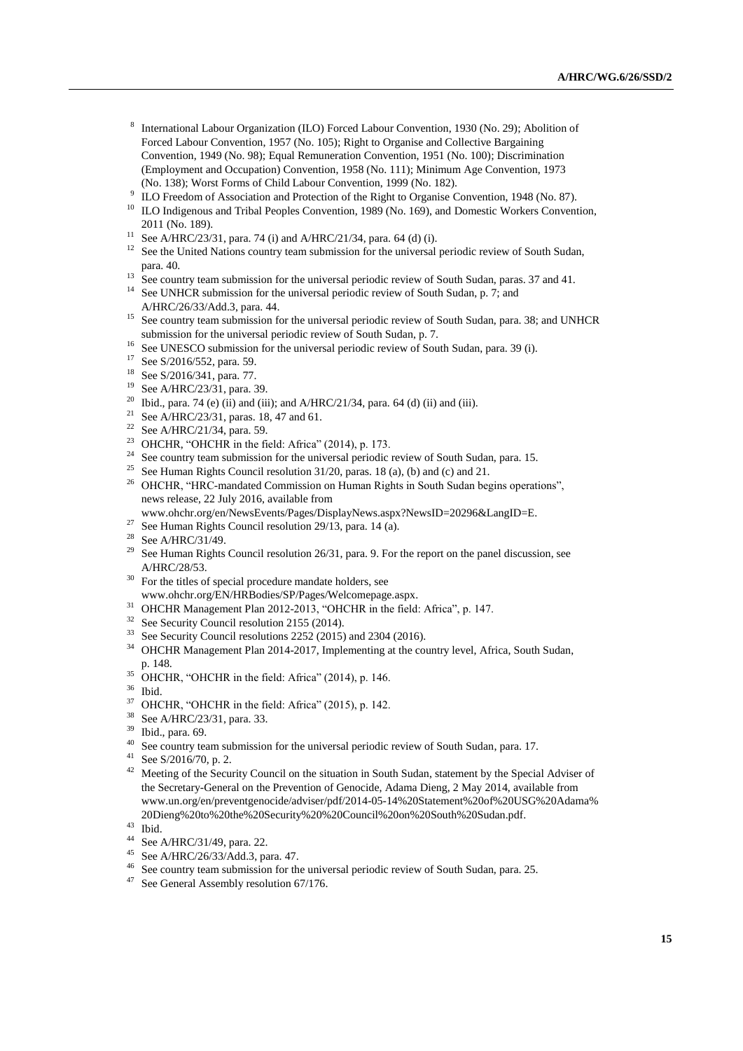[8] International Labour Organization (ILO) Forced Labour Convention, 1930 (No. 29); Abolition of Forced Labour Convention, 1957 (No. 105); Right to Organise and Collective Bargaining Convention, 1949 (No. 98); Equal Remuneration Convention, 1951 (No. 100); Discrimination (Employment and Occupation) Convention, 1958 (No. 111); Minimum Age Convention, 1973 (No. 138); Worst Forms of Child Labour Convention, 1999 (No. 182).

[9] ILO Freedom of Association and Protection of the Right to Organise Convention, 1948 (No. 87).

[10] ILO Indigenous and Tribal Peoples Convention, 1989 (No. 169), and Domestic Workers Convention, 2011 (No. 189).

[11] See A/HRC/23/31, para. 74 (i) and A/HRC/21/34, para. 64 (d) (i).

[12] See the United Nations country team submission for the universal periodic review of South Sudan, para. 40.

[13] See country team submission for the universal periodic review of South Sudan, paras. 37 and 41.

[14] See UNHCR submission for the universal periodic review of South Sudan, p. 7; and A/HRC/26/33/Add.3, para. 44.

[15] See country team submission for the universal periodic review of South Sudan, para. 38; and UNHCR submission for the universal periodic review of South Sudan, p. 7.

[16] See UNESCO submission for the universal periodic review of South Sudan, para. 39 (i).

[17] See S/2016/552, para. 59.

[18] See S/2016/341, para. 77.

[19] See A/HRC/23/31, para. 39.

[20] Ibid., para. 74 (e) (ii) and (iii); and A/HRC/21/34, para. 64 (d) (ii) and (iii).

[21] See A/HRC/23/31, paras. 18, 47 and 61.

[22] See A/HRC/21/34, para. 59.

[23] OHCHR, "OHCHR in the field: Africa" (2014), p. 173.

[24] See country team submission for the universal periodic review of South Sudan, para. 15.

[25] See Human Rights Council resolution 31/20, paras. 18 (a), (b) and (c) and 21.

[26] OHCHR, "HRC-mandated Commission on Human Rights in South Sudan begins operations", news release, 22 July 2016, available from www.ohchr.org/en/NewsEvents/Pages/DisplayNews.aspx?NewsID=20296&LangID=E.

[27] See Human Rights Council resolution 29/13, para. 14 (a).

[28] See A/HRC/31/49.

[29] See Human Rights Council resolution 26/31, para. 9. For the report on the panel discussion, see A/HRC/28/53.

[30] For the titles of special procedure mandate holders, see www.ohchr.org/EN/HRBodies/SP/Pages/Welcomepage.aspx.

[31] OHCHR Management Plan 2012-2013, "OHCHR in the field: Africa", p. 147.

[32] See Security Council resolution 2155 (2014).

[33] See Security Council resolutions 2252 (2015) and 2304 (2016).

[34] OHCHR Management Plan 2014-2017, Implementing at the country level, Africa, South Sudan, p. 148.

[35] OHCHR, "OHCHR in the field: Africa" (2014), p. 146.

[36] Ibid.

[37] OHCHR, "OHCHR in the field: Africa" (2015), p. 142.

[38] See A/HRC/23/31, para. 33.

[39] Ibid., para. 69.

[40] See country team submission for the universal periodic review of South Sudan, para. 17.

[41] See S/2016/70, p. 2.

[42] Meeting of the Security Council on the situation in South Sudan, statement by the Special Adviser of the Secretary-General on the Prevention of Genocide, Adama Dieng, 2 May 2014, available from www.un.org/en/preventgenocide/adviser/pdf/2014-05-14%20Statement%20of%20USG%20Adama%20Dieng%20to%20the%20Security%20%20Council%20on%20South%20Sudan.pdf.

[43] Ibid.

[44] See A/HRC/31/49, para. 22.

[45] See A/HRC/26/33/Add.3, para. 47.

[46] See country team submission for the universal periodic review of South Sudan, para. 25.

[47] See General Assembly resolution 67/176.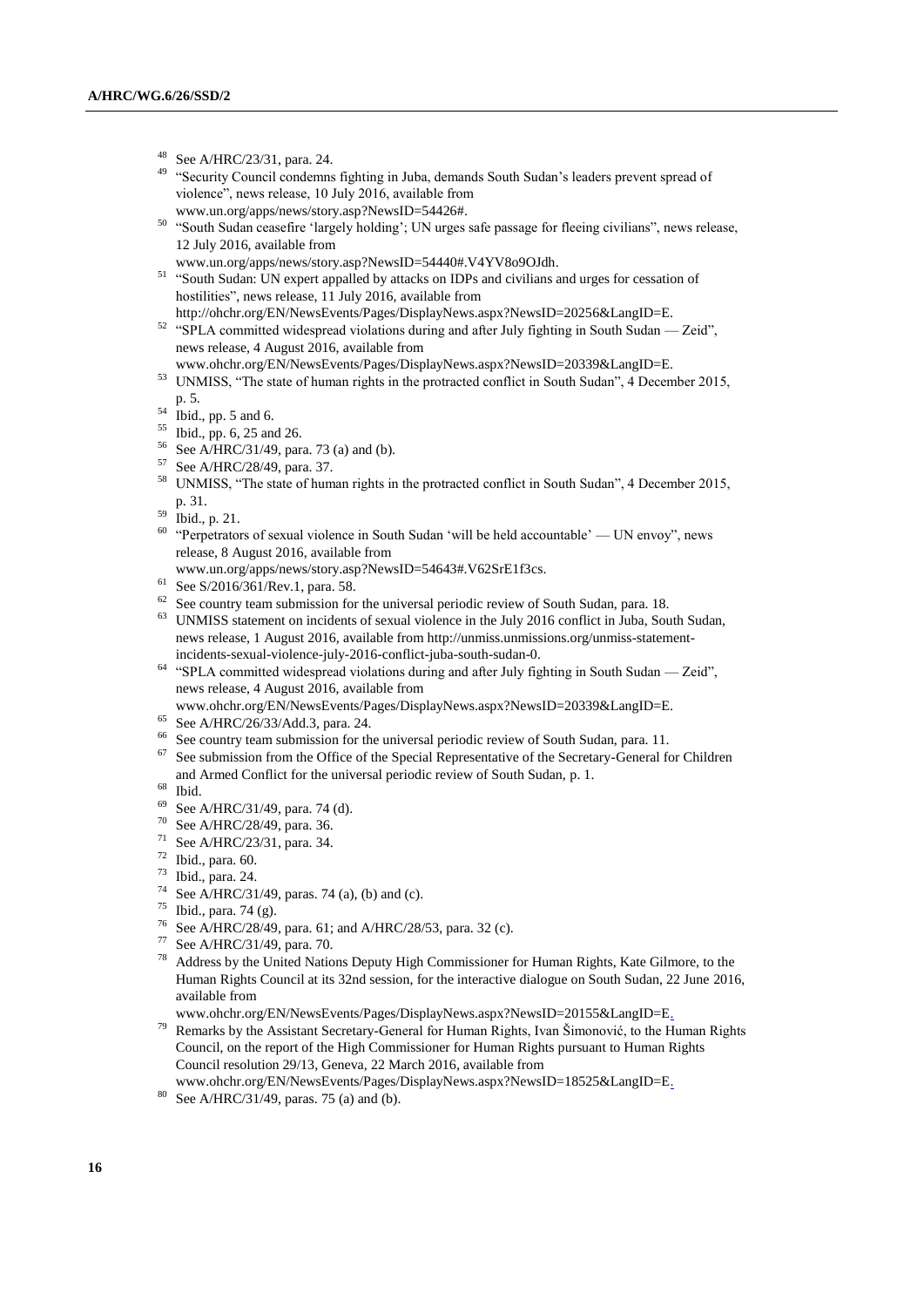[48] See A/HRC/23/31, para. 24.

[49] "Security Council condemns fighting in Juba, demands South Sudan's leaders prevent spread of violence", news release, 10 July 2016, available from www.un.org/apps/news/story.asp?NewsID=54426#.

[50] "South Sudan ceasefire 'largely holding'; UN urges safe passage for fleeing civilians", news release, 12 July 2016, available from www.un.org/apps/news/story.asp?NewsID=54440#.V4YV8o9OJdh.

[51] "South Sudan: UN expert appalled by attacks on IDPs and civilians and urges for cessation of hostilities", news release, 11 July 2016, available from http://ohchr.org/EN/NewsEvents/Pages/DisplayNews.aspx?NewsID=20256&LangID=E.

[52] "SPLA committed widespread violations during and after July fighting in South Sudan — Zeid", news release, 4 August 2016, available from www.ohchr.org/EN/NewsEvents/Pages/DisplayNews.aspx?NewsID=20339&LangID=E.

[53] UNMISS, "The state of human rights in the protracted conflict in South Sudan", 4 December 2015, p. 5.

[54] Ibid., pp. 5 and 6.

[55] Ibid., pp. 6, 25 and 26.

[56] See A/HRC/31/49, para. 73 (a) and (b).

[57] See A/HRC/28/49, para. 37.

[58] UNMISS, "The state of human rights in the protracted conflict in South Sudan", 4 December 2015, p. 31.

[59] Ibid., p. 21.

[60] "Perpetrators of sexual violence in South Sudan 'will be held accountable' — UN envoy", news release, 8 August 2016, available from www.un.org/apps/news/story.asp?NewsID=54643#.V62SrE1f3cs.

[61] See S/2016/361/Rev.1, para. 58.

[62] See country team submission for the universal periodic review of South Sudan, para. 18.

[63] UNMISS statement on incidents of sexual violence in the July 2016 conflict in Juba, South Sudan, news release, 1 August 2016, available from http://unmiss.unmissions.org/unmiss-statement-incidents-sexual-violence-july-2016-conflict-juba-south-sudan-0.

[64] "SPLA committed widespread violations during and after July fighting in South Sudan — Zeid", news release, 4 August 2016, available from www.ohchr.org/EN/NewsEvents/Pages/DisplayNews.aspx?NewsID=20339&LangID=E.

[65] See A/HRC/26/33/Add.3, para. 24.

[66] See country team submission for the universal periodic review of South Sudan, para. 11.

[67] See submission from the Office of the Special Representative of the Secretary-General for Children and Armed Conflict for the universal periodic review of South Sudan, p. 1.

[68] Ibid.

[69] See A/HRC/31/49, para. 74 (d).

[70] See A/HRC/28/49, para. 36.

[71] See A/HRC/23/31, para. 34.

[72] Ibid., para. 60.

[73] Ibid., para. 24.

[74] See A/HRC/31/49, paras. 74 (a), (b) and (c).

[75] Ibid., para. 74 (g).

[76] See A/HRC/28/49, para. 61; and A/HRC/28/53, para. 32 (c).

[77] See A/HRC/31/49, para. 70.

[78] Address by the United Nations Deputy High Commissioner for Human Rights, Kate Gilmore, to the Human Rights Council at its 32nd session, for the interactive dialogue on South Sudan, 22 June 2016, available from www.ohchr.org/EN/NewsEvents/Pages/DisplayNews.aspx?NewsID=20155&LangID=E.

[79] Remarks by the Assistant Secretary-General for Human Rights, Ivan Šimonović, to the Human Rights Council, on the report of the High Commissioner for Human Rights pursuant to Human Rights Council resolution 29/13, Geneva, 22 March 2016, available from www.ohchr.org/EN/NewsEvents/Pages/DisplayNews.aspx?NewsID=18525&LangID=E.

[80] See A/HRC/31/49, paras. 75 (a) and (b).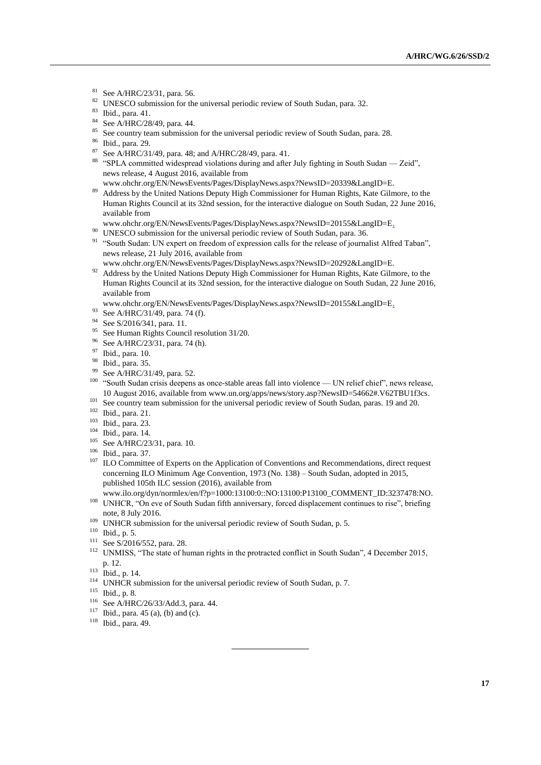[81] See A/HRC/23/31, para. 56.

[82] UNESCO submission for the universal periodic review of South Sudan, para. 32.

[83] Ibid., para. 41.

[84] See A/HRC/28/49, para. 44.

[85] See country team submission for the universal periodic review of South Sudan, para. 28.

[86] Ibid., para. 29.

[87] See A/HRC/31/49, para. 48; and A/HRC/28/49, para. 41.

[88] "SPLA committed widespread violations during and after July fighting in South Sudan — Zeid", news release, 4 August 2016, available from www.ohchr.org/EN/NewsEvents/Pages/DisplayNews.aspx?NewsID=20339&LangID=E.

[89] Address by the United Nations Deputy High Commissioner for Human Rights, Kate Gilmore, to the Human Rights Council at its 32nd session, for the interactive dialogue on South Sudan, 22 June 2016, available from www.ohchr.org/EN/NewsEvents/Pages/DisplayNews.aspx?NewsID=20155&LangID=E.

[90] UNESCO submission for the universal periodic review of South Sudan, para. 36.

[91] "South Sudan: UN expert on freedom of expression calls for the release of journalist Alfred Taban", news release, 21 July 2016, available from www.ohchr.org/EN/NewsEvents/Pages/DisplayNews.aspx?NewsID=20292&LangID=E.

[92] Address by the United Nations Deputy High Commissioner for Human Rights, Kate Gilmore, to the Human Rights Council at its 32nd session, for the interactive dialogue on South Sudan, 22 June 2016, available from www.ohchr.org/EN/NewsEvents/Pages/DisplayNews.aspx?NewsID=20155&LangID=E.

[93] See A/HRC/31/49, para. 74 (f).

[94] See S/2016/341, para. 11.

[95] See Human Rights Council resolution 31/20.

[96] See A/HRC/23/31, para. 74 (h).

[97] Ibid., para. 10.

[98] Ibid., para. 35.

[99] See A/HRC/31/49, para. 52.

[100] "South Sudan crisis deepens as once-stable areas fall into violence — UN relief chief", news release, 10 August 2016, available from www.un.org/apps/news/story.asp?NewsID=54662#.V62TBU1f3cs.

[101] See country team submission for the universal periodic review of South Sudan, paras. 19 and 20.

[102] Ibid., para. 21.

[103] Ibid., para. 23.

[104] Ibid., para. 14.

[105] See A/HRC/23/31, para. 10.

[106] Ibid., para. 37.

[107] ILO Committee of Experts on the Application of Conventions and Recommendations, direct request concerning ILO Minimum Age Convention, 1973 (No. 138) – South Sudan, adopted in 2015, published 105th ILC session (2016), available from www.ilo.org/dyn/normlex/en/f?p=1000:13100:0::NO:13100:P13100_COMMENT_ID:3237478:NO.

[108] UNHCR, "On eve of South Sudan fifth anniversary, forced displacement continues to rise", briefing note, 8 July 2016.

[109] UNHCR submission for the universal periodic review of South Sudan, p. 5.

[110] Ibid., p. 5.

[111] See S/2016/552, para. 28.

[112] UNMISS, "The state of human rights in the protracted conflict in South Sudan", 4 December 2015, p. 12.

[113] Ibid., p. 14.

[114] UNHCR submission for the universal periodic review of South Sudan, p. 7.

[115] Ibid., p. 8.

[116] See A/HRC/26/33/Add.3, para. 44.

[117] Ibid., para. 45 (a), (b) and (c).

[118] Ibid., para. 49.